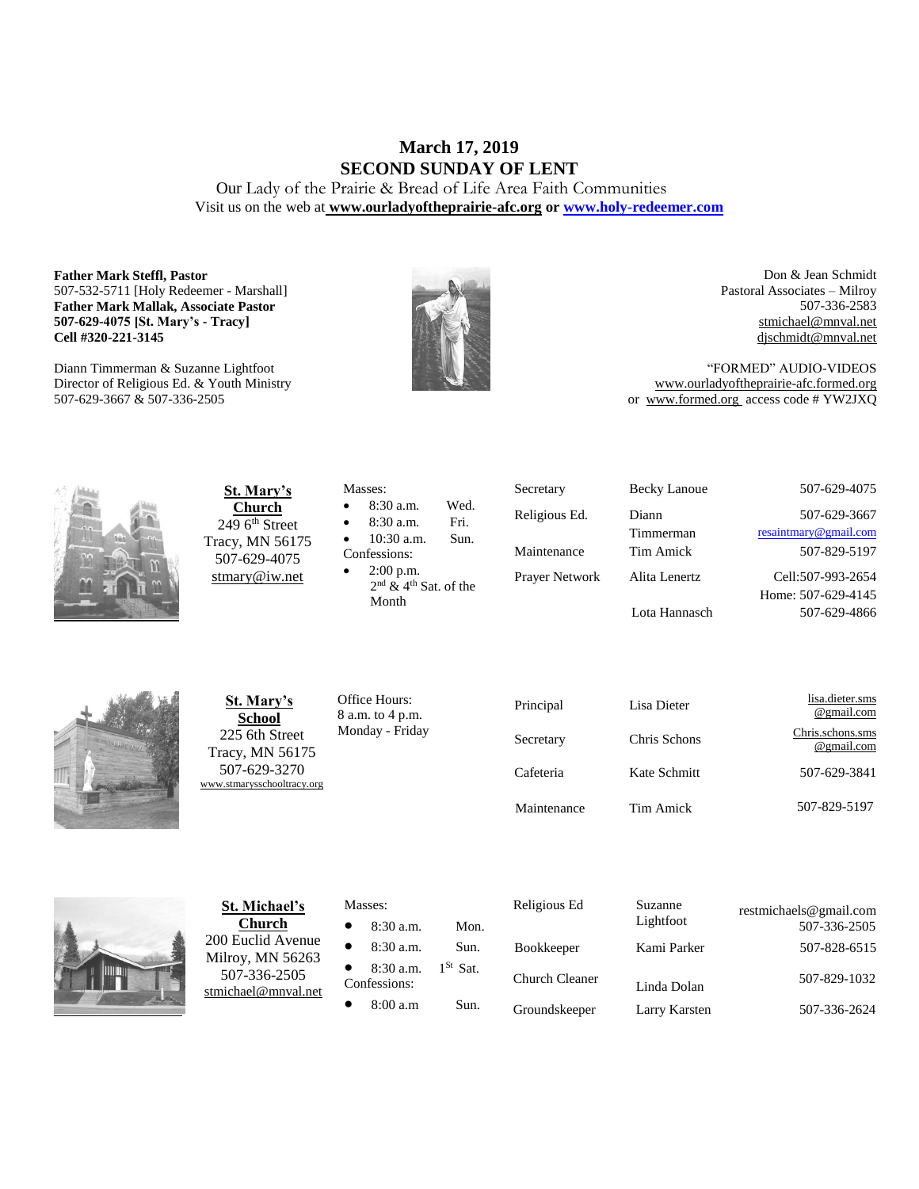# March 17, 2019
## SECOND SUNDAY OF LENT

Our Lady of the Prairie & Bread of Life Area Faith Communities
Visit us on the web at **www.ourladyoftheprairie-afc.org** or **www.holy-redeemer.com**

**Father Mark Steffl, Pastor**
507-532-5711 [Holy Redeemer - Marshall]
**Father Mark Mallak, Associate Pastor**
**507-629-4075 [St. Mary's - Tracy]**
**Cell #320-221-3145**

Diann Timmerman & Suzanne Lightfoot
Director of Religious Ed. & Youth Ministry
507-629-3667 & 507-336-2505

Don & Jean Schmidt
Pastoral Associates – Milroy
507-336-2583
stmichael@mnval.net
djschmidt@mnval.net

"FORMED" AUDIO-VIDEOS
www.ourladyoftheprairie-afc.formed.org
or www.formed.org access code # YW2JXQ

**St. Mary's Church**
249 6th Street
Tracy, MN 56175
507-629-4075
stmary@iw.net

Masses:
- 8:30 a.m. Wed.
- 8:30 a.m. Fri.
- 10:30 a.m. Sun.

Confessions:
- 2:00 p.m. 2nd & 4th Sat. of the Month

| | | |
|---|---|---|
| Secretary | Becky Lanoue | 507-629-4075 |
| Religious Ed. | Diann Timmerman | 507-629-3667 resaintmary@gmail.com |
| Maintenance | Tim Amick | 507-829-5197 |
| Prayer Network | Alita Lenertz | Cell:507-993-2654 Home: 507-629-4145 |
| | Lota Hannasch | 507-629-4866 |

**St. Mary's School**
225 6th Street
Tracy, MN 56175
507-629-3270
www.stmarysschooltracy.org

Office Hours:
8 a.m. to 4 p.m.
Monday - Friday

| | | |
|---|---|---|
| Principal | Lisa Dieter | lisa.dieter.sms@gmail.com |
| Secretary | Chris Schons | Chris.schons.sms@gmail.com |
| Cafeteria | Kate Schmitt | 507-629-3841 |
| Maintenance | Tim Amick | 507-829-5197 |

**St. Michael's Church**
200 Euclid Avenue
Milroy, MN 56263
507-336-2505
stmichael@mnval.net

Masses:
- 8:30 a.m. Mon.
- 8:30 a.m. Sun.
- 8:30 a.m. 1St Sat.

Confessions:
- 8:00 a.m Sun.

| | | |
|---|---|---|
| Religious Ed | Suzanne Lightfoot | restmichaels@gmail.com 507-336-2505 |
| Bookkeeper | Kami Parker | 507-828-6515 |
| Church Cleaner | Linda Dolan | 507-829-1032 |
| Groundskeeper | Larry Karsten | 507-336-2624 |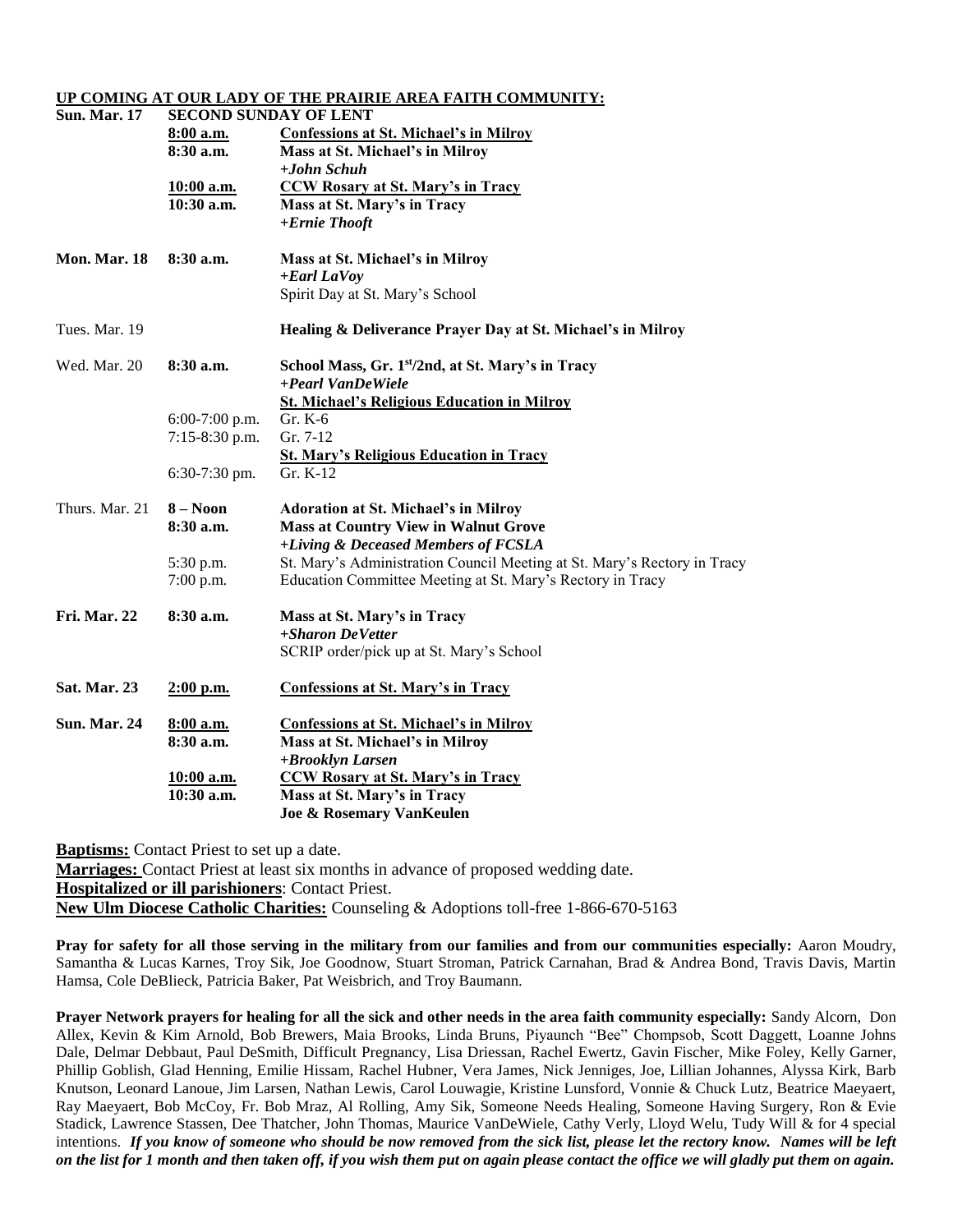**<u>UP COMING AT OUR LADY OF THE PRAIRIE AREA FAITH COMMUNITY:</u>**

| | | |
|---|---|---|
| **Sun. Mar. 17** | **SECOND SUNDAY OF LENT** | |
| | **<u>8:00 a.m.</u>** | **<u>Confessions at St. Michael's in Milroy</u>** |
| | **8:30 a.m.** | **Mass at St. Michael's in Milroy** |
| | | ***+John Schuh*** |
| | **<u>10:00 a.m.</u>** | **<u>CCW Rosary at St. Mary's in Tracy</u>** |
| | **10:30 a.m.** | **Mass at St. Mary's in Tracy** |
| | | ***+Ernie Thooft*** |
| **Mon. Mar. 18** | **8:30 a.m.** | **Mass at St. Michael's in Milroy** |
| | | ***+Earl LaVoy*** |
| | | Spirit Day at St. Mary's School |
| Tues. Mar. 19 | | **Healing & Deliverance Prayer Day at St. Michael's in Milroy** |
| Wed. Mar. 20 | **8:30 a.m.** | **School Mass, Gr. 1st/2nd, at St. Mary's in Tracy** |
| | | ***+Pearl VanDeWiele*** |
| | | **<u>St. Michael's Religious Education in Milroy</u>** |
| | 6:00-7:00 p.m. | Gr. K-6 |
| | 7:15-8:30 p.m. | Gr. 7-12 |
| | | **<u>St. Mary's Religious Education in Tracy</u>** |
| | 6:30-7:30 pm. | Gr. K-12 |
| Thurs. Mar. 21 | **8 – Noon** | **Adoration at St. Michael's in Milroy** |
| | **8:30 a.m.** | **Mass at Country View in Walnut Grove** |
| | | ***+Living & Deceased Members of FCSLA*** |
| | 5:30 p.m. | St. Mary's Administration Council Meeting at St. Mary's Rectory in Tracy |
| | 7:00 p.m. | Education Committee Meeting at St. Mary's Rectory in Tracy |
| **Fri. Mar. 22** | **8:30 a.m.** | **Mass at St. Mary's in Tracy** |
| | | ***+Sharon DeVetter*** |
| | | SCRIP order/pick up at St. Mary's School |
| **Sat. Mar. 23** | **<u>2:00 p.m.</u>** | **<u>Confessions at St. Mary's in Tracy</u>** |
| **Sun. Mar. 24** | **<u>8:00 a.m.</u>** | **<u>Confessions at St. Michael's in Milroy</u>** |
| | **8:30 a.m.** | **Mass at St. Michael's in Milroy** |
| | | ***+Brooklyn Larsen*** |
| | **<u>10:00 a.m.</u>** | **<u>CCW Rosary at St. Mary's in Tracy</u>** |
| | **10:30 a.m.** | **Mass at St. Mary's in Tracy** |
| | | **Joe & Rosemary VanKeulen** |

**<u>Baptisms:</u>** Contact Priest to set up a date.
**<u>Marriages:</u>** Contact Priest at least six months in advance of proposed wedding date.
**<u>Hospitalized or ill parishioners</u>**: Contact Priest.
**<u>New Ulm Diocese Catholic Charities:</u>** Counseling & Adoptions toll-free 1-866-670-5163

**Pray for safety for all those serving in the military from our families and from our communities especially:** Aaron Moudry, Samantha & Lucas Karnes, Troy Sik, Joe Goodnow, Stuart Stroman, Patrick Carnahan, Brad & Andrea Bond, Travis Davis, Martin Hamsa, Cole DeBlieck, Patricia Baker, Pat Weisbrich, and Troy Baumann.

**Prayer Network prayers for healing for all the sick and other needs in the area faith community especially:** Sandy Alcorn, Don Allex, Kevin & Kim Arnold, Bob Brewers, Maia Brooks, Linda Bruns, Piyaunch "Bee" Chompsob, Scott Daggett, Loanne Johns Dale, Delmar Debbaut, Paul DeSmith, Difficult Pregnancy, Lisa Driessan, Rachel Ewertz, Gavin Fischer, Mike Foley, Kelly Garner, Phillip Goblish, Glad Henning, Emilie Hissam, Rachel Hubner, Vera James, Nick Jenniges, Joe, Lillian Johannes, Alyssa Kirk, Barb Knutson, Leonard Lanoue, Jim Larsen, Nathan Lewis, Carol Louwagie, Kristine Lunsford, Vonnie & Chuck Lutz, Beatrice Maeyaert, Ray Maeyaert, Bob McCoy, Fr. Bob Mraz, Al Rolling, Amy Sik, Someone Needs Healing, Someone Having Surgery, Ron & Evie Stadick, Lawrence Stassen, Dee Thatcher, John Thomas, Maurice VanDeWiele, Cathy Verly, Lloyd Welu, Tudy Will & for 4 special intentions. ***If you know of someone who should be now removed from the sick list, please let the rectory know. Names will be left on the list for 1 month and then taken off, if you wish them put on again please contact the office we will gladly put them on again.***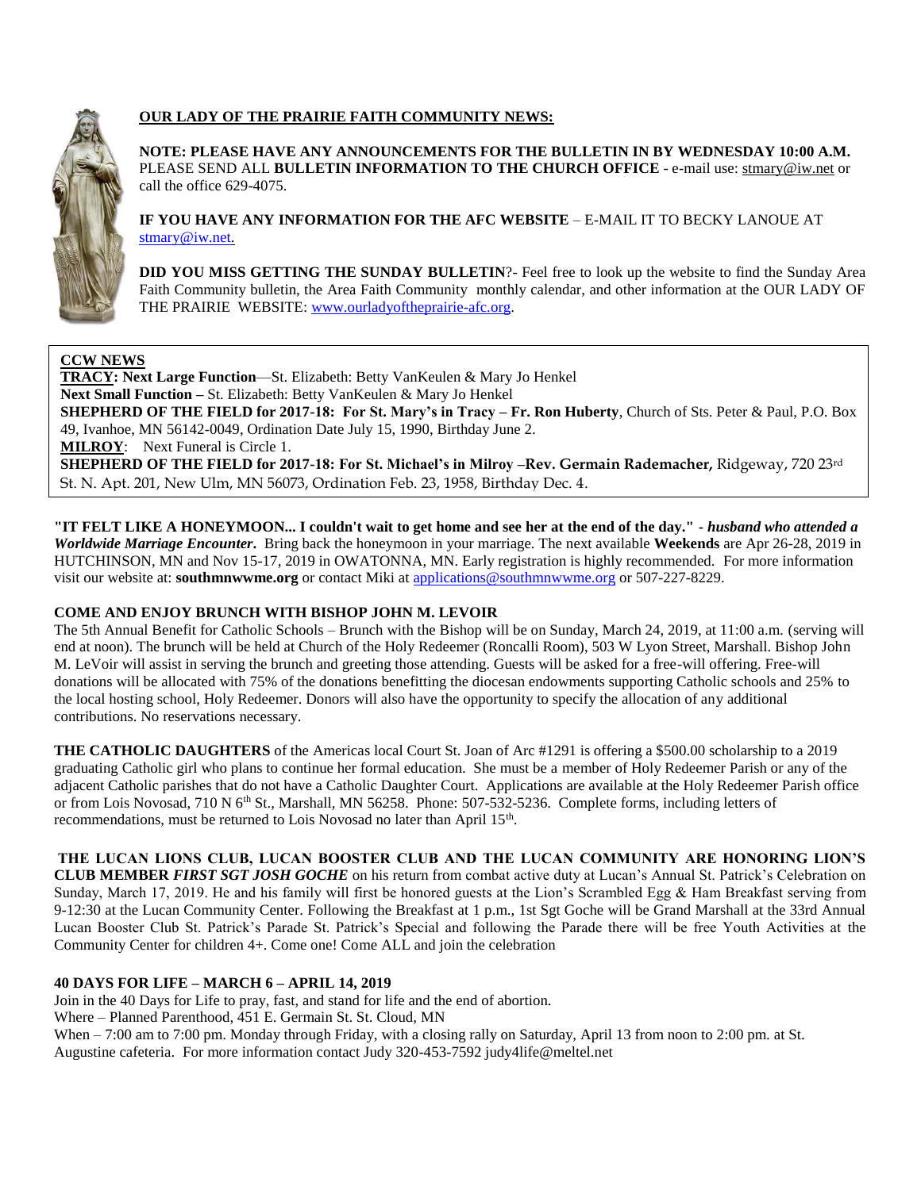## OUR LADY OF THE PRAIRIE FAITH COMMUNITY NEWS:

**NOTE: PLEASE HAVE ANY ANNOUNCEMENTS FOR THE BULLETIN IN BY WEDNESDAY 10:00 A.M.** PLEASE SEND ALL **BULLETIN INFORMATION TO THE CHURCH OFFICE** - e-mail use: stmary@iw.net or call the office 629-4075.

**IF YOU HAVE ANY INFORMATION FOR THE AFC WEBSITE** – E-MAIL IT TO BECKY LANOUE AT stmary@iw.net.

**DID YOU MISS GETTING THE SUNDAY BULLETIN**?- Feel free to look up the website to find the Sunday Area Faith Community bulletin, the Area Faith Community monthly calendar, and other information at the OUR LADY OF THE PRAIRIE WEBSITE: www.ourladyoftheprairie-afc.org.

**CCW NEWS**

**TRACY: Next Large Function**—St. Elizabeth: Betty VanKeulen & Mary Jo Henkel
**Next Small Function –** St. Elizabeth: Betty VanKeulen & Mary Jo Henkel
**SHEPHERD OF THE FIELD for 2017-18: For St. Mary's in Tracy – Fr. Ron Huberty**, Church of Sts. Peter & Paul, P.O. Box 49, Ivanhoe, MN 56142-0049, Ordination Date July 15, 1990, Birthday June 2.
**MILROY**: Next Funeral is Circle 1.
**SHEPHERD OF THE FIELD for 2017-18: For St. Michael's in Milroy –Rev. Germain Rademacher,** Ridgeway, 720 23rd St. N. Apt. 201, New Ulm, MN 56073, Ordination Feb. 23, 1958, Birthday Dec. 4.

**"IT FELT LIKE A HONEYMOON... I couldn't wait to get home and see her at the end of the day."** - ***husband who attended a Worldwide Marriage Encounter***. Bring back the honeymoon in your marriage. The next available **Weekends** are Apr 26-28, 2019 in HUTCHINSON, MN and Nov 15-17, 2019 in OWATONNA, MN. Early registration is highly recommended. For more information visit our website at: **southmnwwme.org** or contact Miki at applications@southmnwwme.org or 507-227-8229.

**COME AND ENJOY BRUNCH WITH BISHOP JOHN M. LEVOIR**

The 5th Annual Benefit for Catholic Schools – Brunch with the Bishop will be on Sunday, March 24, 2019, at 11:00 a.m. (serving will end at noon). The brunch will be held at Church of the Holy Redeemer (Roncalli Room), 503 W Lyon Street, Marshall. Bishop John M. LeVoir will assist in serving the brunch and greeting those attending. Guests will be asked for a free-will offering. Free-will donations will be allocated with 75% of the donations benefitting the diocesan endowments supporting Catholic schools and 25% to the local hosting school, Holy Redeemer. Donors will also have the opportunity to specify the allocation of any additional contributions. No reservations necessary.

**THE CATHOLIC DAUGHTERS** of the Americas local Court St. Joan of Arc #1291 is offering a $500.00 scholarship to a 2019 graduating Catholic girl who plans to continue her formal education. She must be a member of Holy Redeemer Parish or any of the adjacent Catholic parishes that do not have a Catholic Daughter Court. Applications are available at the Holy Redeemer Parish office or from Lois Novosad, 710 N 6th St., Marshall, MN 56258. Phone: 507-532-5236. Complete forms, including letters of recommendations, must be returned to Lois Novosad no later than April 15th.

**THE LUCAN LIONS CLUB, LUCAN BOOSTER CLUB AND THE LUCAN COMMUNITY ARE HONORING LION'S CLUB MEMBER *FIRST SGT JOSH GOCHE*** on his return from combat active duty at Lucan's Annual St. Patrick's Celebration on Sunday, March 17, 2019. He and his family will first be honored guests at the Lion's Scrambled Egg & Ham Breakfast serving from 9-12:30 at the Lucan Community Center. Following the Breakfast at 1 p.m., 1st Sgt Goche will be Grand Marshall at the 33rd Annual Lucan Booster Club St. Patrick's Parade St. Patrick's Special and following the Parade there will be free Youth Activities at the Community Center for children 4+. Come one! Come ALL and join the celebration

**40 DAYS FOR LIFE – MARCH 6 – APRIL 14, 2019**

Join in the 40 Days for Life to pray, fast, and stand for life and the end of abortion.
Where – Planned Parenthood, 451 E. Germain St. St. Cloud, MN
When – 7:00 am to 7:00 pm. Monday through Friday, with a closing rally on Saturday, April 13 from noon to 2:00 pm. at St. Augustine cafeteria. For more information contact Judy 320-453-7592 judy4life@meltel.net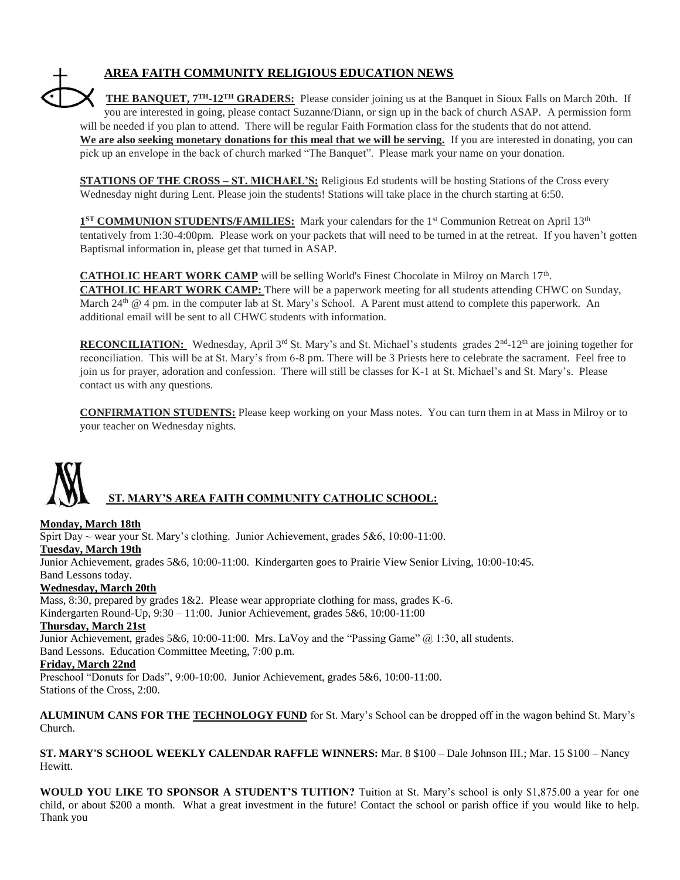## AREA FAITH COMMUNITY RELIGIOUS EDUCATION NEWS

**THE BANQUET, 7TH-12TH GRADERS:** Please consider joining us at the Banquet in Sioux Falls on March 20th. If you are interested in going, please contact Suzanne/Diann, or sign up in the back of church ASAP. A permission form will be needed if you plan to attend. There will be regular Faith Formation class for the students that do not attend. **We are also seeking monetary donations for this meal that we will be serving.** If you are interested in donating, you can pick up an envelope in the back of church marked "The Banquet". Please mark your name on your donation.

**STATIONS OF THE CROSS – ST. MICHAEL'S:** Religious Ed students will be hosting Stations of the Cross every Wednesday night during Lent. Please join the students! Stations will take place in the church starting at 6:50.

**1ST COMMUNION STUDENTS/FAMILIES:** Mark your calendars for the 1st Communion Retreat on April 13th tentatively from 1:30-4:00pm. Please work on your packets that will need to be turned in at the retreat. If you haven't gotten Baptismal information in, please get that turned in ASAP.

**CATHOLIC HEART WORK CAMP** will be selling World's Finest Chocolate in Milroy on March 17th.
**CATHOLIC HEART WORK CAMP:** There will be a paperwork meeting for all students attending CHWC on Sunday, March 24th @ 4 pm. in the computer lab at St. Mary's School. A Parent must attend to complete this paperwork. An additional email will be sent to all CHWC students with information.

**RECONCILIATION:** Wednesday, April 3rd St. Mary's and St. Michael's students grades 2nd-12th are joining together for reconciliation. This will be at St. Mary's from 6-8 pm. There will be 3 Priests here to celebrate the sacrament. Feel free to join us for prayer, adoration and confession. There will still be classes for K-1 at St. Michael's and St. Mary's. Please contact us with any questions.

**CONFIRMATION STUDENTS:** Please keep working on your Mass notes. You can turn them in at Mass in Milroy or to your teacher on Wednesday nights.

## ST. MARY'S AREA FAITH COMMUNITY CATHOLIC SCHOOL:

**Monday, March 18th**
Spirt Day ~ wear your St. Mary's clothing. Junior Achievement, grades 5&6, 10:00-11:00.
**Tuesday, March 19th**
Junior Achievement, grades 5&6, 10:00-11:00. Kindergarten goes to Prairie View Senior Living, 10:00-10:45.
Band Lessons today.
**Wednesday, March 20th**
Mass, 8:30, prepared by grades 1&2. Please wear appropriate clothing for mass, grades K-6.
Kindergarten Round-Up, 9:30 – 11:00. Junior Achievement, grades 5&6, 10:00-11:00
**Thursday, March 21st**
Junior Achievement, grades 5&6, 10:00-11:00. Mrs. LaVoy and the "Passing Game" @ 1:30, all students.
Band Lessons. Education Committee Meeting, 7:00 p.m.
**Friday, March 22nd**
Preschool "Donuts for Dads", 9:00-10:00. Junior Achievement, grades 5&6, 10:00-11:00.
Stations of the Cross, 2:00.

**ALUMINUM CANS FOR THE TECHNOLOGY FUND** for St. Mary's School can be dropped off in the wagon behind St. Mary's Church.

**ST. MARY'S SCHOOL WEEKLY CALENDAR RAFFLE WINNERS:** Mar. 8 $100 – Dale Johnson III.; Mar. 15 $100 – Nancy Hewitt.

**WOULD YOU LIKE TO SPONSOR A STUDENT'S TUITION?** Tuition at St. Mary's school is only $1,875.00 a year for one child, or about $200 a month. What a great investment in the future! Contact the school or parish office if you would like to help. Thank you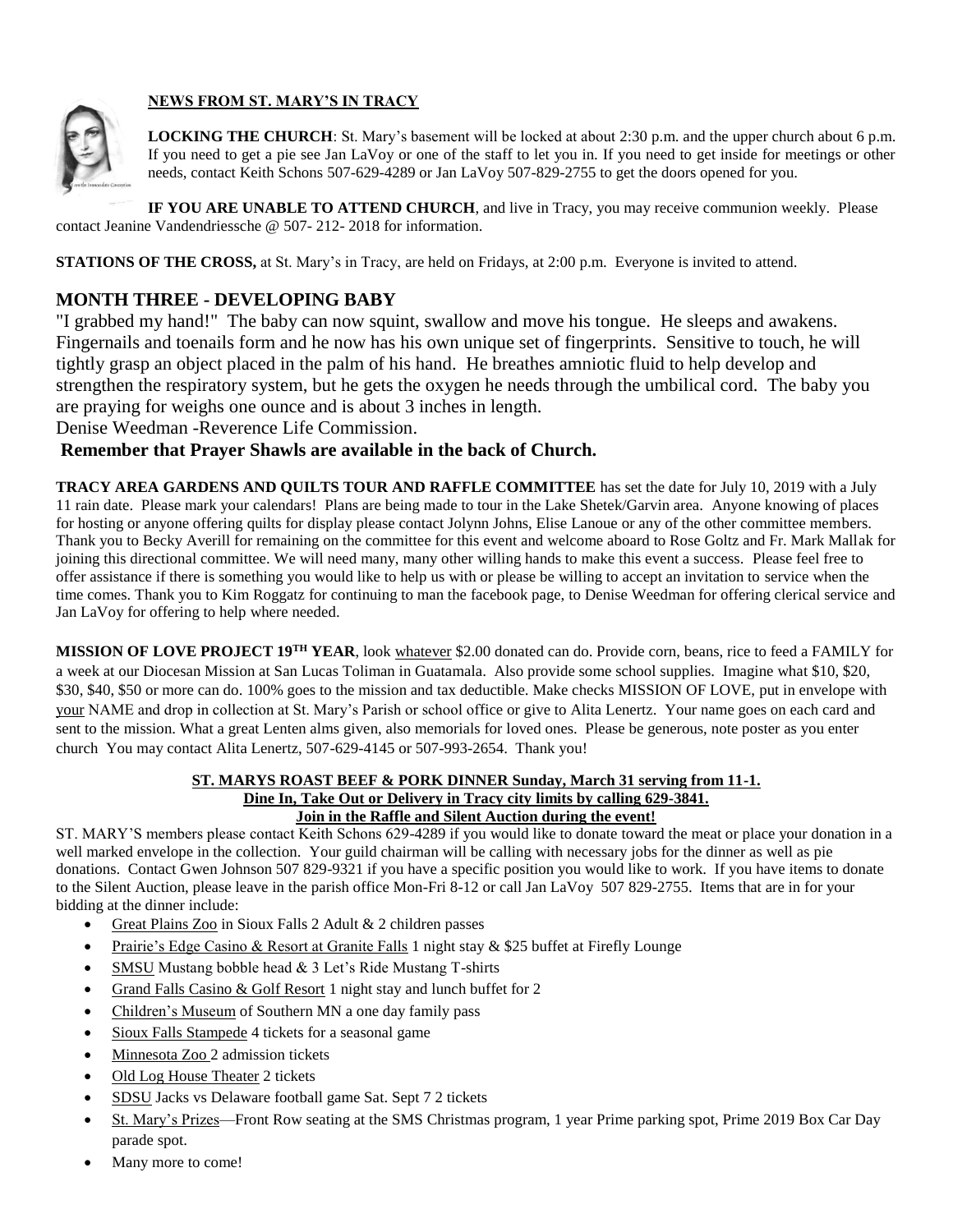## NEWS FROM ST. MARY'S IN TRACY

**LOCKING THE CHURCH**: St. Mary's basement will be locked at about 2:30 p.m. and the upper church about 6 p.m. If you need to get a pie see Jan LaVoy or one of the staff to let you in. If you need to get inside for meetings or other needs, contact Keith Schons 507-629-4289 or Jan LaVoy 507-829-2755 to get the doors opened for you.

**IF YOU ARE UNABLE TO ATTEND CHURCH**, and live in Tracy, you may receive communion weekly. Please contact Jeanine Vandendriessche @ 507- 212- 2018 for information.

**STATIONS OF THE CROSS,** at St. Mary's in Tracy, are held on Fridays, at 2:00 p.m. Everyone is invited to attend.

## MONTH THREE - DEVELOPING BABY

"I grabbed my hand!" The baby can now squint, swallow and move his tongue. He sleeps and awakens. Fingernails and toenails form and he now has his own unique set of fingerprints. Sensitive to touch, he will tightly grasp an object placed in the palm of his hand. He breathes amniotic fluid to help develop and strengthen the respiratory system, but he gets the oxygen he needs through the umbilical cord. The baby you are praying for weighs one ounce and is about 3 inches in length.

Denise Weedman -Reverence Life Commission.

**Remember that Prayer Shawls are available in the back of Church.**

**TRACY AREA GARDENS AND QUILTS TOUR AND RAFFLE COMMITTEE** has set the date for July 10, 2019 with a July 11 rain date. Please mark your calendars! Plans are being made to tour in the Lake Shetek/Garvin area. Anyone knowing of places for hosting or anyone offering quilts for display please contact Jolynn Johns, Elise Lanoue or any of the other committee members. Thank you to Becky Averill for remaining on the committee for this event and welcome aboard to Rose Goltz and Fr. Mark Mallak for joining this directional committee. We will need many, many other willing hands to make this event a success. Please feel free to offer assistance if there is something you would like to help us with or please be willing to accept an invitation to service when the time comes. Thank you to Kim Roggatz for continuing to man the facebook page, to Denise Weedman for offering clerical service and Jan LaVoy for offering to help where needed.

**MISSION OF LOVE PROJECT 19TH YEAR**, look whatever $2.00 donated can do. Provide corn, beans, rice to feed a FAMILY for a week at our Diocesan Mission at San Lucas Toliman in Guatamala. Also provide some school supplies. Imagine what $10, $20, $30, $40, $50 or more can do. 100% goes to the mission and tax deductible. Make checks MISSION OF LOVE, put in envelope with your NAME and drop in collection at St. Mary's Parish or school office or give to Alita Lenertz. Your name goes on each card and sent to the mission. What a great Lenten alms given, also memorials for loved ones. Please be generous, note poster as you enter church You may contact Alita Lenertz, 507-629-4145 or 507-993-2654. Thank you!

**ST. MARYS ROAST BEEF & PORK DINNER Sunday, March 31 serving from 11-1.**
**Dine In, Take Out or Delivery in Tracy city limits by calling 629-3841.**
**Join in the Raffle and Silent Auction during the event!**

ST. MARY'S members please contact Keith Schons 629-4289 if you would like to donate toward the meat or place your donation in a well marked envelope in the collection. Your guild chairman will be calling with necessary jobs for the dinner as well as pie donations. Contact Gwen Johnson 507 829-9321 if you have a specific position you would like to work. If you have items to donate to the Silent Auction, please leave in the parish office Mon-Fri 8-12 or call Jan LaVoy 507 829-2755. Items that are in for your bidding at the dinner include:

- Great Plains Zoo in Sioux Falls 2 Adult & 2 children passes
- Prairie's Edge Casino & Resort at Granite Falls 1 night stay & $25 buffet at Firefly Lounge
- SMSU Mustang bobble head & 3 Let's Ride Mustang T-shirts
- Grand Falls Casino & Golf Resort 1 night stay and lunch buffet for 2
- Children's Museum of Southern MN a one day family pass
- Sioux Falls Stampede 4 tickets for a seasonal game
- Minnesota Zoo 2 admission tickets
- Old Log House Theater 2 tickets
- SDSU Jacks vs Delaware football game Sat. Sept 7 2 tickets
- St. Mary's Prizes—Front Row seating at the SMS Christmas program, 1 year Prime parking spot, Prime 2019 Box Car Day parade spot.
- Many more to come!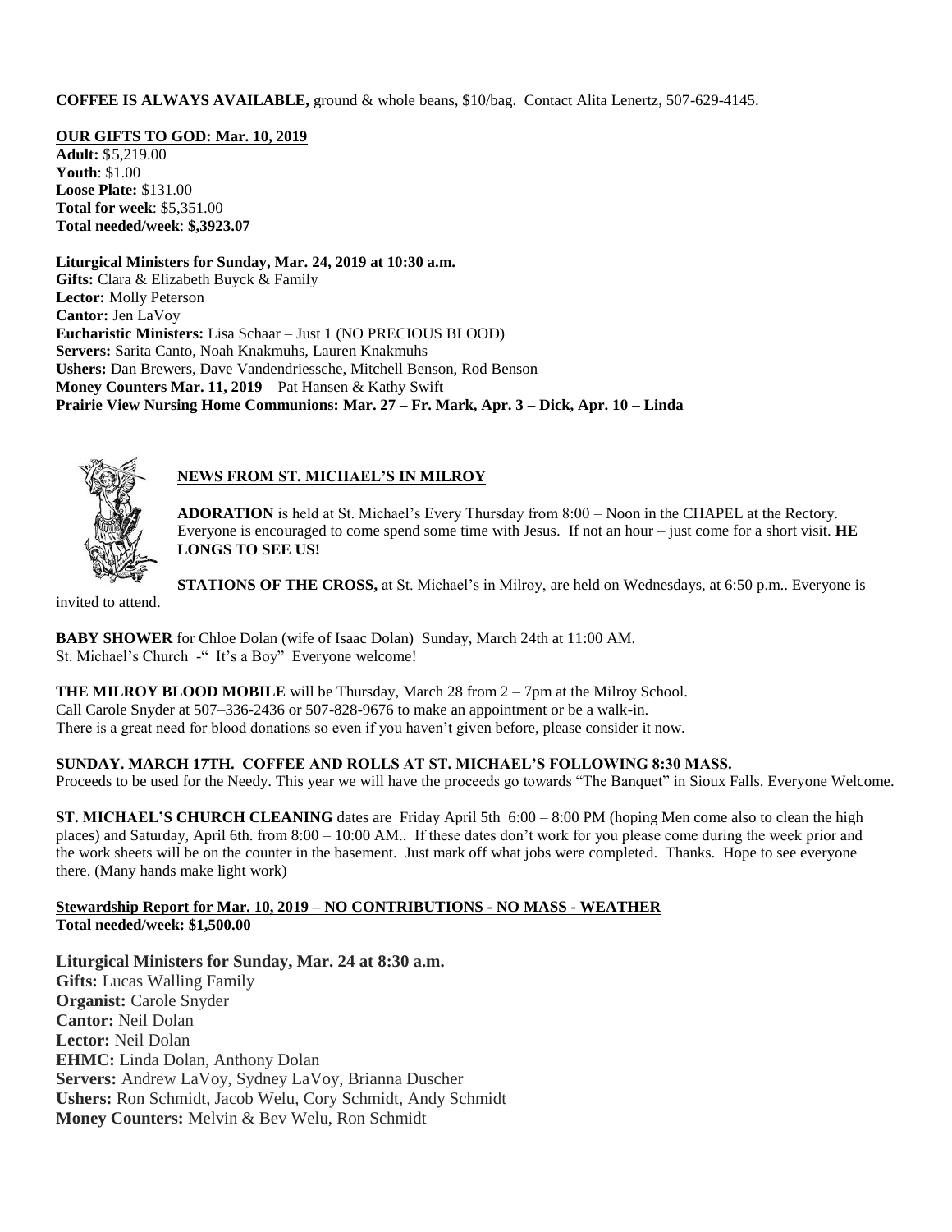**COFFEE IS ALWAYS AVAILABLE,** ground & whole beans, $10/bag. Contact Alita Lenertz, 507-629-4145.

**OUR GIFTS TO GOD: Mar. 10, 2019**

**Adult:** $5,219.00
**Youth**: $1.00
**Loose Plate:** $131.00
**Total for week**: $5,351.00
**Total needed/week**: **$,3923.07**

**Liturgical Ministers for Sunday, Mar. 24, 2019 at 10:30 a.m.**
**Gifts:** Clara & Elizabeth Buyck & Family
**Lector:** Molly Peterson
**Cantor:** Jen LaVoy
**Eucharistic Ministers:** Lisa Schaar – Just 1 (NO PRECIOUS BLOOD)
**Servers:** Sarita Canto, Noah Knakmuhs, Lauren Knakmuhs
**Ushers:** Dan Brewers, Dave Vandendriessche, Mitchell Benson, Rod Benson
**Money Counters Mar. 11, 2019** – Pat Hansen & Kathy Swift
**Prairie View Nursing Home Communions: Mar. 27 – Fr. Mark, Apr. 3 – Dick, Apr. 10 – Linda**

## NEWS FROM ST. MICHAEL'S IN MILROY

**ADORATION** is held at St. Michael's Every Thursday from 8:00 – Noon in the CHAPEL at the Rectory. Everyone is encouraged to come spend some time with Jesus. If not an hour – just come for a short visit. **HE LONGS TO SEE US!**

**STATIONS OF THE CROSS,** at St. Michael's in Milroy, are held on Wednesdays, at 6:50 p.m.. Everyone is invited to attend.

**BABY SHOWER** for Chloe Dolan (wife of Isaac Dolan) Sunday, March 24th at 11:00 AM.
St. Michael's Church -" It's a Boy" Everyone welcome!

**THE MILROY BLOOD MOBILE** will be Thursday, March 28 from 2 – 7pm at the Milroy School.
Call Carole Snyder at 507–336-2436 or 507-828-9676 to make an appointment or be a walk-in.
There is a great need for blood donations so even if you haven't given before, please consider it now.

**SUNDAY. MARCH 17TH. COFFEE AND ROLLS AT ST. MICHAEL'S FOLLOWING 8:30 MASS.**
Proceeds to be used for the Needy. This year we will have the proceeds go towards "The Banquet" in Sioux Falls. Everyone Welcome.

**ST. MICHAEL'S CHURCH CLEANING** dates are Friday April 5th 6:00 – 8:00 PM (hoping Men come also to clean the high places) and Saturday, April 6th. from 8:00 – 10:00 AM.. If these dates don't work for you please come during the week prior and the work sheets will be on the counter in the basement. Just mark off what jobs were completed. Thanks. Hope to see everyone there. (Many hands make light work)

**Stewardship Report for Mar. 10, 2019 – NO CONTRIBUTIONS - NO MASS - WEATHER**
**Total needed/week: $1,500.00**

**Liturgical Ministers for Sunday, Mar. 24 at 8:30 a.m.**
**Gifts:** Lucas Walling Family
**Organist:** Carole Snyder
**Cantor:** Neil Dolan
**Lector:** Neil Dolan
**EHMC:** Linda Dolan, Anthony Dolan
**Servers:** Andrew LaVoy, Sydney LaVoy, Brianna Duscher
**Ushers:** Ron Schmidt, Jacob Welu, Cory Schmidt, Andy Schmidt
**Money Counters:** Melvin & Bev Welu, Ron Schmidt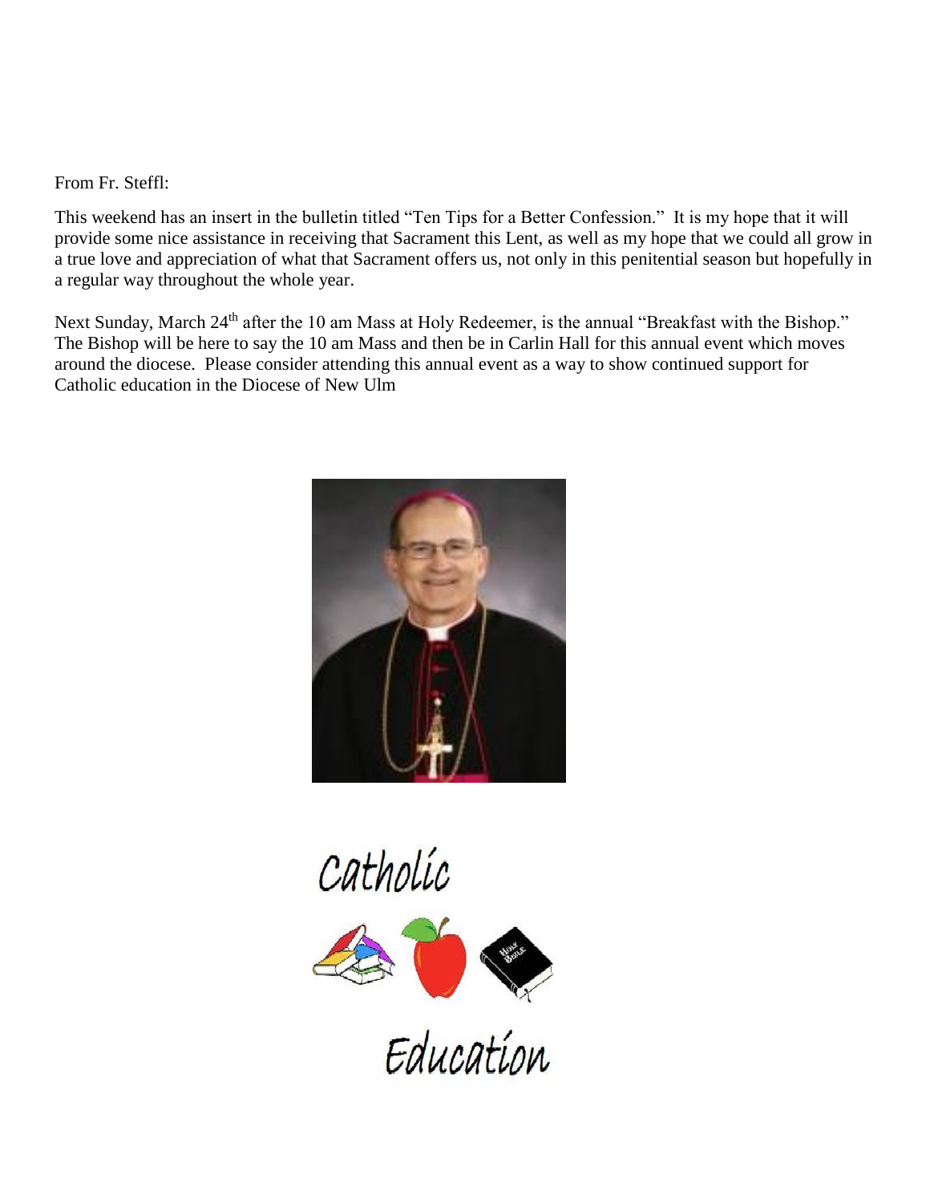From Fr. Steffl:

This weekend has an insert in the bulletin titled "Ten Tips for a Better Confession." It is my hope that it will provide some nice assistance in receiving that Sacrament this Lent, as well as my hope that we could all grow in a true love and appreciation of what that Sacrament offers us, not only in this penitential season but hopefully in a regular way throughout the whole year.

Next Sunday, March 24th after the 10 am Mass at Holy Redeemer, is the annual "Breakfast with the Bishop." The Bishop will be here to say the 10 am Mass and then be in Carlin Hall for this annual event which moves around the diocese. Please consider attending this annual event as a way to show continued support for Catholic education in the Diocese of New Ulm

Catholic

Education